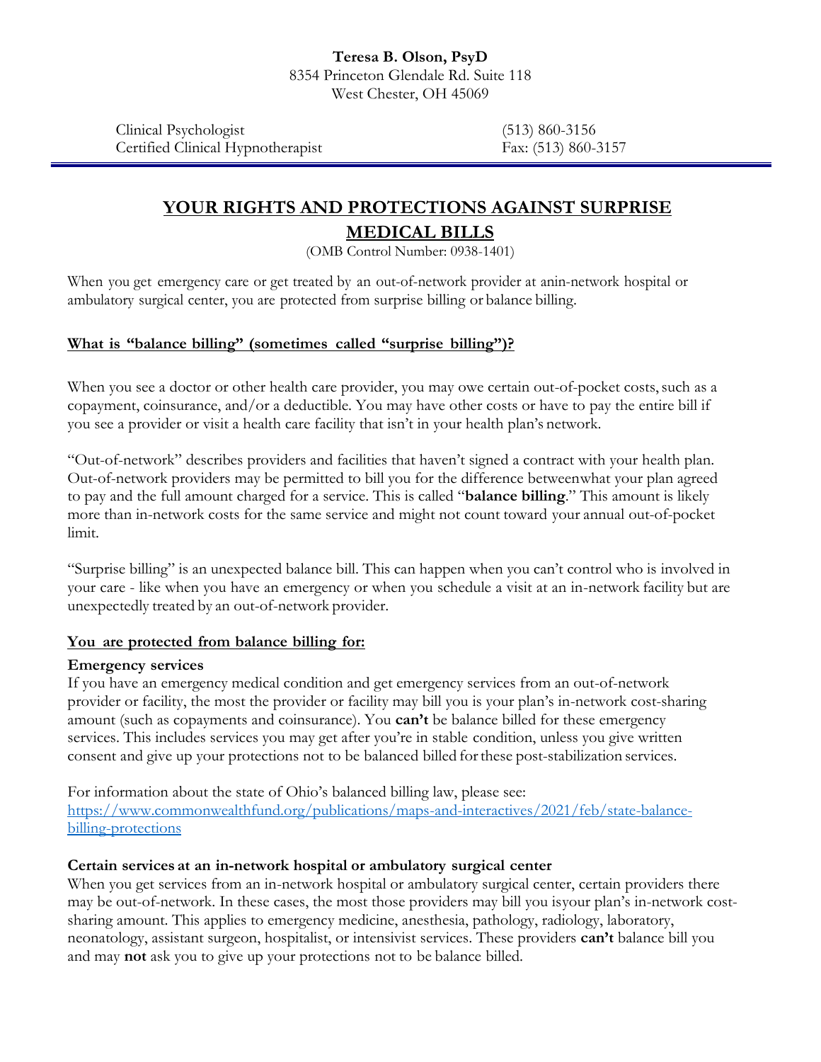**Teresa B. Olson, PsyD**
8354 Princeton Glendale Rd. Suite 118
West Chester, OH 45069

Clinical Psychologist — (513) 860-3156
Certified Clinical Hypnotherapist — Fax: (513) 860-3157

---

# YOUR RIGHTS AND PROTECTIONS AGAINST SURPRISE MEDICAL BILLS

(OMB Control Number: 0938-1401)

When you get emergency care or get treated by an out-of-network provider at anin-network hospital or ambulatory surgical center, you are protected from surprise billing or balance billing.

## What is "balance billing" (sometimes called "surprise billing")?

When you see a doctor or other health care provider, you may owe certain out-of-pocket costs, such as a copayment, coinsurance, and/or a deductible. You may have other costs or have to pay the entire bill if you see a provider or visit a health care facility that isn't in your health plan's network.

"Out-of-network" describes providers and facilities that haven't signed a contract with your health plan. Out-of-network providers may be permitted to bill you for the difference betweenwhat your plan agreed to pay and the full amount charged for a service. This is called "**balance billing**." This amount is likely more than in-network costs for the same service and might not count toward your annual out-of-pocket limit.

"Surprise billing" is an unexpected balance bill. This can happen when you can't control who is involved in your care - like when you have an emergency or when you schedule a visit at an in-network facility but are unexpectedly treated by an out-of-network provider.

## You are protected from balance billing for:

### Emergency services

If you have an emergency medical condition and get emergency services from an out-of-network provider or facility, the most the provider or facility may bill you is your plan's in-network cost-sharing amount (such as copayments and coinsurance). You **can't** be balance billed for these emergency services. This includes services you may get after you're in stable condition, unless you give written consent and give up your protections not to be balanced billed for these post-stabilization services.

For information about the state of Ohio's balanced billing law, please see: [https://www.commonwealthfund.org/publications/maps-and-interactives/2021/feb/state-balance-billing-protections](https://www.commonwealthfund.org/publications/maps-and-interactives/2021/feb/state-balance-billing-protections)

### Certain services at an in-network hospital or ambulatory surgical center

When you get services from an in-network hospital or ambulatory surgical center, certain providers there may be out-of-network. In these cases, the most those providers may bill you isyour plan's in-network cost-sharing amount. This applies to emergency medicine, anesthesia, pathology, radiology, laboratory, neonatology, assistant surgeon, hospitalist, or intensivist services. These providers **can't** balance bill you and may **not** ask you to give up your protections not to be balance billed.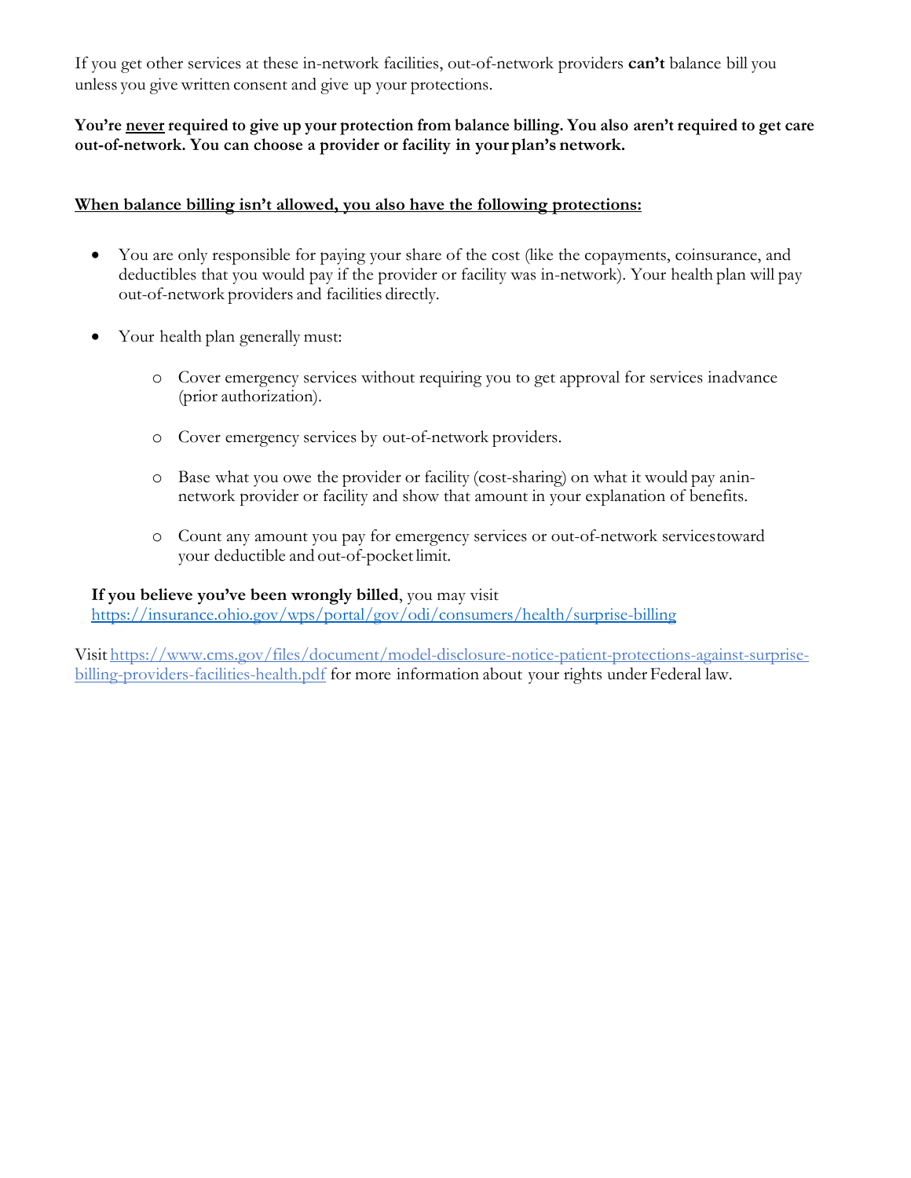If you get other services at these in-network facilities, out-of-network providers **can't** balance bill you unless you give written consent and give up your protections.

**You're <u>never</u> required to give up your protection from balance billing. You also aren't required to get care out-of-network. You can choose a provider or facility in your plan's network.**

**<u>When balance billing isn't allowed, you also have the following protections:</u>**

- You are only responsible for paying your share of the cost (like the copayments, coinsurance, and deductibles that you would pay if the provider or facility was in-network). Your health plan will pay out-of-network providers and facilities directly.

- Your health plan generally must:

    - Cover emergency services without requiring you to get approval for services inadvance (prior authorization).

    - Cover emergency services by out-of-network providers.

    - Base what you owe the provider or facility (cost-sharing) on what it would pay anin-network provider or facility and show that amount in your explanation of benefits.

    - Count any amount you pay for emergency services or out-of-network servicestoward your deductible and out-of-pocket limit.

**If you believe you've been wrongly billed**, you may visit [https://insurance.ohio.gov/wps/portal/gov/odi/consumers/health/surprise-billing](https://insurance.ohio.gov/wps/portal/gov/odi/consumers/health/surprise-billing)

Visit [https://www.cms.gov/files/document/model-disclosure-notice-patient-protections-against-surprise-billing-providers-facilities-health.pdf](https://www.cms.gov/files/document/model-disclosure-notice-patient-protections-against-surprise-billing-providers-facilities-health.pdf) for more information about your rights under Federal law.